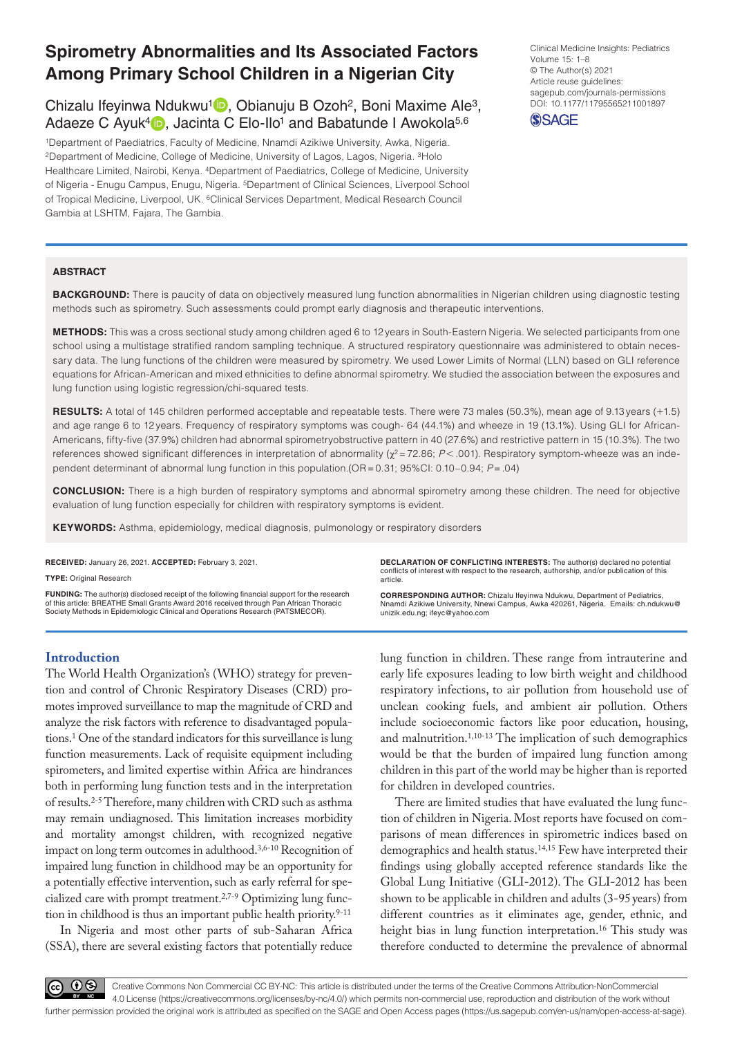# Spirometry Abnormalities and Its Associated Factors Among Primary School Children in a Nigerian City

Chizalu Ifeyinwa Ndukwu[1], Obianuju B Ozoh[2], Boni Maxime Ale[3], Adaeze C Ayuk[4], Jacinta C Elo-Ilo[1] and Babatunde I Awokola[5,6]

[1]Department of Paediatrics, Faculty of Medicine, Nnamdi Azikiwe University, Awka, Nigeria. [2]Department of Medicine, College of Medicine, University of Lagos, Lagos, Nigeria. [3]Holo Healthcare Limited, Nairobi, Kenya. [4]Department of Paediatrics, College of Medicine, University of Nigeria - Enugu Campus, Enugu, Nigeria. [5]Department of Clinical Sciences, Liverpool School of Tropical Medicine, Liverpool, UK. [6]Clinical Services Department, Medical Research Council Gambia at LSHTM, Fajara, The Gambia.

Clinical Medicine Insights: Pediatrics
Volume 15: 1–8
© The Author(s) 2021
Article reuse guidelines: sagepub.com/journals-permissions
DOI: 10.1177/11795565211001897

## ABSTRACT

**BACKGROUND:** There is paucity of data on objectively measured lung function abnormalities in Nigerian children using diagnostic testing methods such as spirometry. Such assessments could prompt early diagnosis and therapeutic interventions.

**METHODS:** This was a cross sectional study among children aged 6 to 12 years in South-Eastern Nigeria. We selected participants from one school using a multistage stratified random sampling technique. A structured respiratory questionnaire was administered to obtain necessary data. The lung functions of the children were measured by spirometry. We used Lower Limits of Normal (LLN) based on GLI reference equations for African-American and mixed ethnicities to define abnormal spirometry. We studied the association between the exposures and lung function using logistic regression/chi-squared tests.

**RESULTS:** A total of 145 children performed acceptable and repeatable tests. There were 73 males (50.3%), mean age of 9.13 years (+1.5) and age range 6 to 12 years. Frequency of respiratory symptoms was cough- 64 (44.1%) and wheeze in 19 (13.1%). Using GLI for African-Americans, fifty-five (37.9%) children had abnormal spirometryobstructive pattern in 40 (27.6%) and restrictive pattern in 15 (10.3%). The two references showed significant differences in interpretation of abnormality ($\chi^2$ = 72.86; $P < .001$). Respiratory symptom-wheeze was an independent determinant of abnormal lung function in this population.(OR = 0.31; 95%CI: 0.10–0.94; $P$ = .04)

**CONCLUSION:** There is a high burden of respiratory symptoms and abnormal spirometry among these children. The need for objective evaluation of lung function especially for children with respiratory symptoms is evident.

**KEYWORDS:** Asthma, epidemiology, medical diagnosis, pulmonology or respiratory disorders

**RECEIVED:** January 26, 2021. **ACCEPTED:** February 3, 2021.

**TYPE:** Original Research

**FUNDING:** The author(s) disclosed receipt of the following financial support for the research of this article: BREATHE Small Grants Award 2016 received through Pan African Thoracic Society Methods in Epidemiologic Clinical and Operations Research (PATSMECOR).

**DECLARATION OF CONFLICTING INTERESTS:** The author(s) declared no potential conflicts of interest with respect to the research, authorship, and/or publication of this article.

**CORRESPONDING AUTHOR:** Chizalu Ifeyinwa Ndukwu, Department of Pediatrics, Nnamdi Azikiwe University, Nnewi Campus, Awka 420261, Nigeria. Emails: ch.ndukwu@unizik.edu.ng; ifeyc@yahoo.com

## Introduction

The World Health Organization's (WHO) strategy for prevention and control of Chronic Respiratory Diseases (CRD) promotes improved surveillance to map the magnitude of CRD and analyze the risk factors with reference to disadvantaged populations.[1] One of the standard indicators for this surveillance is lung function measurements. Lack of requisite equipment including spirometers, and limited expertise within Africa are hindrances both in performing lung function tests and in the interpretation of results.[2-5] Therefore, many children with CRD such as asthma may remain undiagnosed. This limitation increases morbidity and mortality amongst children, with recognized negative impact on long term outcomes in adulthood.[3,6-10] Recognition of impaired lung function in childhood may be an opportunity for a potentially effective intervention, such as early referral for specialized care with prompt treatment.[2,7-9] Optimizing lung function in childhood is thus an important public health priority.[9-11]

In Nigeria and most other parts of sub-Saharan Africa (SSA), there are several existing factors that potentially reduce lung function in children. These range from intrauterine and early life exposures leading to low birth weight and childhood respiratory infections, to air pollution from household use of unclean cooking fuels, and ambient air pollution. Others include socioeconomic factors like poor education, housing, and malnutrition.[1,10-13] The implication of such demographics would be that the burden of impaired lung function among children in this part of the world may be higher than is reported for children in developed countries.

There are limited studies that have evaluated the lung function of children in Nigeria. Most reports have focused on comparisons of mean differences in spirometric indices based on demographics and health status.[14,15] Few have interpreted their findings using globally accepted reference standards like the Global Lung Initiative (GLI-2012). The GLI-2012 has been shown to be applicable in children and adults (3-95 years) from different countries as it eliminates age, gender, ethnic, and height bias in lung function interpretation.[16] This study was therefore conducted to determine the prevalence of abnormal

Creative Commons Non Commercial CC BY-NC: This article is distributed under the terms of the Creative Commons Attribution-NonCommercial 4.0 License (https://creativecommons.org/licenses/by-nc/4.0/) which permits non-commercial use, reproduction and distribution of the work without further permission provided the original work is attributed as specified on the SAGE and Open Access pages (https://us.sagepub.com/en-us/nam/open-access-at-sage).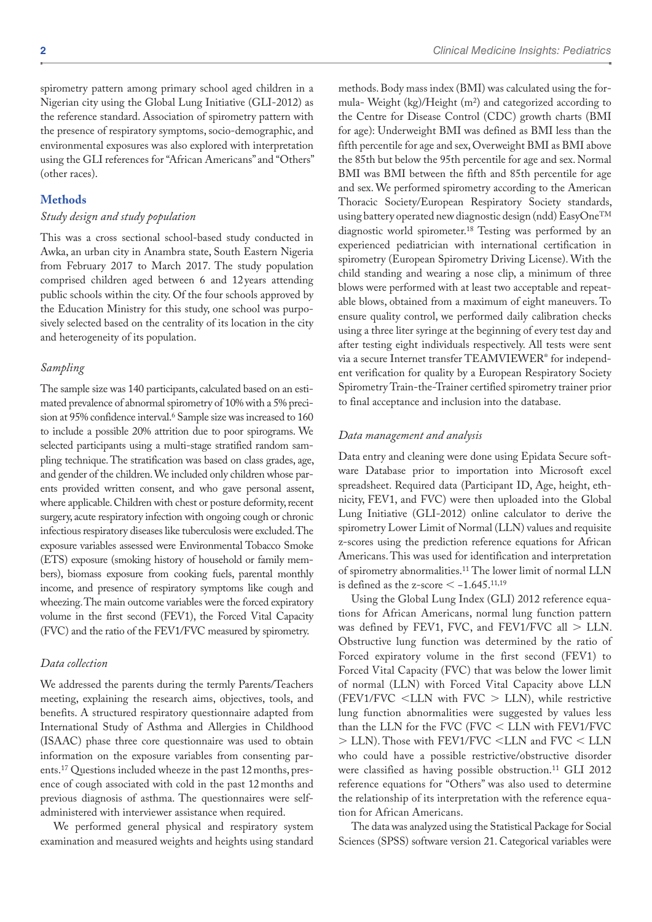spirometry pattern among primary school aged children in a Nigerian city using the Global Lung Initiative (GLI-2012) as the reference standard. Association of spirometry pattern with the presence of respiratory symptoms, socio-demographic, and environmental exposures was also explored with interpretation using the GLI references for "African Americans" and "Others" (other races).

## Methods

### *Study design and study population*

This was a cross sectional school-based study conducted in Awka, an urban city in Anambra state, South Eastern Nigeria from February 2017 to March 2017. The study population comprised children aged between 6 and 12 years attending public schools within the city. Of the four schools approved by the Education Ministry for this study, one school was purposively selected based on the centrality of its location in the city and heterogeneity of its population.

### *Sampling*

The sample size was 140 participants, calculated based on an estimated prevalence of abnormal spirometry of 10% with a 5% precision at 95% confidence interval.[6] Sample size was increased to 160 to include a possible 20% attrition due to poor spirograms. We selected participants using a multi-stage stratified random sampling technique. The stratification was based on class grades, age, and gender of the children. We included only children whose parents provided written consent, and who gave personal assent, where applicable. Children with chest or posture deformity, recent surgery, acute respiratory infection with ongoing cough or chronic infectious respiratory diseases like tuberculosis were excluded. The exposure variables assessed were Environmental Tobacco Smoke (ETS) exposure (smoking history of household or family members), biomass exposure from cooking fuels, parental monthly income, and presence of respiratory symptoms like cough and wheezing. The main outcome variables were the forced expiratory volume in the first second (FEV1), the Forced Vital Capacity (FVC) and the ratio of the FEV1/FVC measured by spirometry.

### *Data collection*

We addressed the parents during the termly Parents/Teachers meeting, explaining the research aims, objectives, tools, and benefits. A structured respiratory questionnaire adapted from International Study of Asthma and Allergies in Childhood (ISAAC) phase three core questionnaire was used to obtain information on the exposure variables from consenting parents.[17] Questions included wheeze in the past 12 months, presence of cough associated with cold in the past 12 months and previous diagnosis of asthma. The questionnaires were self-administered with interviewer assistance when required.

We performed general physical and respiratory system examination and measured weights and heights using standard methods. Body mass index (BMI) was calculated using the formula- Weight (kg)/Height ($m^2$) and categorized according to the Centre for Disease Control (CDC) growth charts (BMI for age): Underweight BMI was defined as BMI less than the fifth percentile for age and sex, Overweight BMI as BMI above the 85th but below the 95th percentile for age and sex. Normal BMI was BMI between the fifth and 85th percentile for age and sex. We performed spirometry according to the American Thoracic Society/European Respiratory Society standards, using battery operated new diagnostic design (ndd) EasyOne™ diagnostic world spirometer.[18] Testing was performed by an experienced pediatrician with international certification in spirometry (European Spirometry Driving License). With the child standing and wearing a nose clip, a minimum of three blows were performed with at least two acceptable and repeatable blows, obtained from a maximum of eight maneuvers. To ensure quality control, we performed daily calibration checks using a three liter syringe at the beginning of every test day and after testing eight individuals respectively. All tests were sent via a secure Internet transfer TEAMVIEWER® for independent verification for quality by a European Respiratory Society Spirometry Train-the-Trainer certified spirometry trainer prior to final acceptance and inclusion into the database.

### *Data management and analysis*

Data entry and cleaning were done using Epidata Secure software Database prior to importation into Microsoft excel spreadsheet. Required data (Participant ID, Age, height, ethnicity, FEV1, and FVC) were then uploaded into the Global Lung Initiative (GLI-2012) online calculator to derive the spirometry Lower Limit of Normal (LLN) values and requisite z-scores using the prediction reference equations for African Americans. This was used for identification and interpretation of spirometry abnormalities.[11] The lower limit of normal LLN is defined as the z-score $< -1.645$.[11,19]

Using the Global Lung Index (GLI) 2012 reference equations for African Americans, normal lung function pattern was defined by FEV1, FVC, and FEV1/FVC all $>$ LLN. Obstructive lung function was determined by the ratio of Forced expiratory volume in the first second (FEV1) to Forced Vital Capacity (FVC) that was below the lower limit of normal (LLN) with Forced Vital Capacity above LLN (FEV1/FVC $<$LLN with FVC $>$ LLN), while restrictive lung function abnormalities were suggested by values less than the LLN for the FVC (FVC $<$ LLN with FEV1/FVC $>$ LLN). Those with FEV1/FVC $<$LLN and FVC $<$ LLN who could have a possible restrictive/obstructive disorder were classified as having possible obstruction.[11] GLI 2012 reference equations for "Others" was also used to determine the relationship of its interpretation with the reference equation for African Americans.

The data was analyzed using the Statistical Package for Social Sciences (SPSS) software version 21. Categorical variables were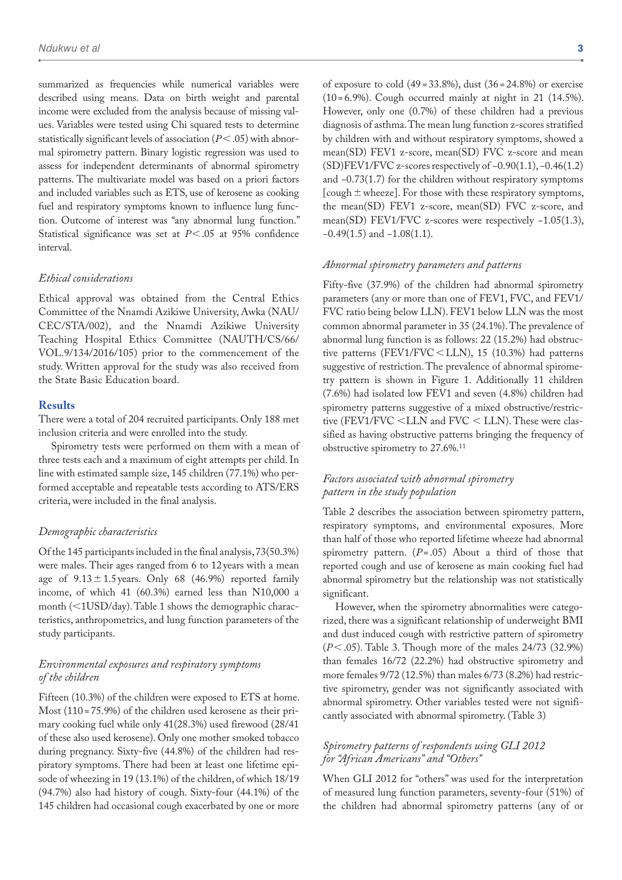summarized as frequencies while numerical variables were described using means. Data on birth weight and parental income were excluded from the analysis because of missing values. Variables were tested using Chi squared tests to determine statistically significant levels of association ($P < .05$) with abnormal spirometry pattern. Binary logistic regression was used to assess for independent determinants of abnormal spirometry patterns. The multivariate model was based on a priori factors and included variables such as ETS, use of kerosene as cooking fuel and respiratory symptoms known to influence lung function. Outcome of interest was "any abnormal lung function." Statistical significance was set at $P < .05$ at 95% confidence interval.

### *Ethical considerations*

Ethical approval was obtained from the Central Ethics Committee of the Nnamdi Azikiwe University, Awka (NAU/CEC/STA/002), and the Nnamdi Azikiwe University Teaching Hospital Ethics Committee (NAUTH/CS/66/VOL.9/134/2016/105) prior to the commencement of the study. Written approval for the study was also received from the State Basic Education board.

## Results

There were a total of 204 recruited participants. Only 188 met inclusion criteria and were enrolled into the study.

Spirometry tests were performed on them with a mean of three tests each and a maximum of eight attempts per child. In line with estimated sample size, 145 children (77.1%) who performed acceptable and repeatable tests according to ATS/ERS criteria, were included in the final analysis.

### *Demographic characteristics*

Of the 145 participants included in the final analysis, 73(50.3%) were males. Their ages ranged from 6 to 12 years with a mean age of $9.13 \pm 1.5$ years. Only 68 (46.9%) reported family income, of which 41 (60.3%) earned less than N10,000 a month (<1USD/day). Table 1 shows the demographic characteristics, anthropometrics, and lung function parameters of the study participants.

### *Environmental exposures and respiratory symptoms of the children*

Fifteen (10.3%) of the children were exposed to ETS at home. Most (110 = 75.9%) of the children used kerosene as their primary cooking fuel while only 41(28.3%) used firewood (28/41 of these also used kerosene). Only one mother smoked tobacco during pregnancy. Sixty-five (44.8%) of the children had respiratory symptoms. There had been at least one lifetime episode of wheezing in 19 (13.1%) of the children, of which 18/19 (94.7%) also had history of cough. Sixty-four (44.1%) of the 145 children had occasional cough exacerbated by one or more of exposure to cold (49 = 33.8%), dust (36 = 24.8%) or exercise (10 = 6.9%). Cough occurred mainly at night in 21 (14.5%). However, only one (0.7%) of these children had a previous diagnosis of asthma. The mean lung function z-scores stratified by children with and without respiratory symptoms, showed a mean(SD) FEV1 z-score, mean(SD) FVC z-score and mean (SD)FEV1/FVC z-scores respectively of −0.90(1.1), −0.46(1.2) and −0.73(1.7) for the children without respiratory symptoms [cough ± wheeze]. For those with these respiratory symptoms, the mean(SD) FEV1 z-score, mean(SD) FVC z-score, and mean(SD) FEV1/FVC z-scores were respectively −1.05(1.3), −0.49(1.5) and −1.08(1.1).

### *Abnormal spirometry parameters and patterns*

Fifty-five (37.9%) of the children had abnormal spirometry parameters (any or more than one of FEV1, FVC, and FEV1/FVC ratio being below LLN). FEV1 below LLN was the most common abnormal parameter in 35 (24.1%). The prevalence of abnormal lung function is as follows: 22 (15.2%) had obstructive patterns (FEV1/FVC < LLN), 15 (10.3%) had patterns suggestive of restriction. The prevalence of abnormal spirometry pattern is shown in Figure 1. Additionally 11 children (7.6%) had isolated low FEV1 and seven (4.8%) children had spirometry patterns suggestive of a mixed obstructive/restrictive (FEV1/FVC <LLN and FVC < LLN). These were classified as having obstructive patterns bringing the frequency of obstructive spirometry to 27.6%.[11]

### *Factors associated with abnormal spirometry pattern in the study population*

Table 2 describes the association between spirometry pattern, respiratory symptoms, and environmental exposures. More than half of those who reported lifetime wheeze had abnormal spirometry pattern. ($P = .05$) About a third of those that reported cough and use of kerosene as main cooking fuel had abnormal spirometry but the relationship was not statistically significant.

However, when the spirometry abnormalities were categorized, there was a significant relationship of underweight BMI and dust induced cough with restrictive pattern of spirometry ($P < .05$). Table 3. Though more of the males 24/73 (32.9%) than females 16/72 (22.2%) had obstructive spirometry and more females 9/72 (12.5%) than males 6/73 (8.2%) had restrictive spirometry, gender was not significantly associated with abnormal spirometry. Other variables tested were not significantly associated with abnormal spirometry. (Table 3)

### *Spirometry patterns of respondents using GLI 2012 for "African Americans" and "Others"*

When GLI 2012 for "others" was used for the interpretation of measured lung function parameters, seventy-four (51%) of the children had abnormal spirometry patterns (any of or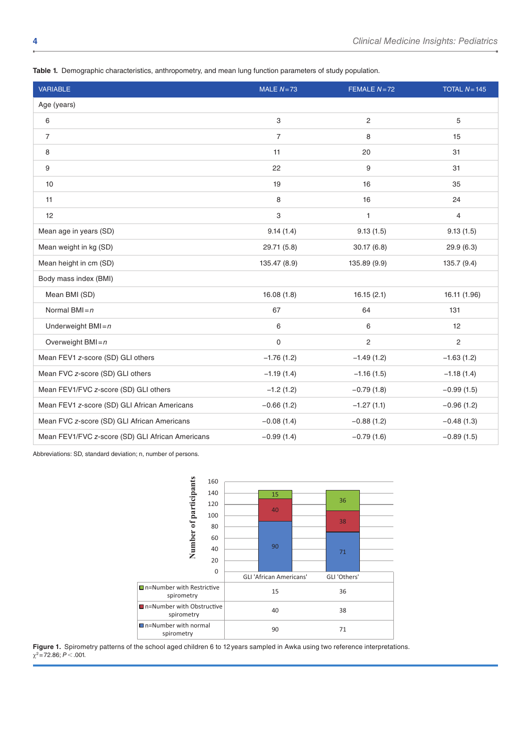**Table 1.** Demographic characteristics, anthropometry, and mean lung function parameters of study population.

| VARIABLE | MALE $N=73$ | FEMALE $N=72$ | TOTAL $N=145$ |
|---|---|---|---|
| Age (years) | | | |
| 6 | 3 | 2 | 5 |
| 7 | 7 | 8 | 15 |
| 8 | 11 | 20 | 31 |
| 9 | 22 | 9 | 31 |
| 10 | 19 | 16 | 35 |
| 11 | 8 | 16 | 24 |
| 12 | 3 | 1 | 4 |
| Mean age in years (SD) | 9.14 (1.4) | 9.13 (1.5) | 9.13 (1.5) |
| Mean weight in kg (SD) | 29.71 (5.8) | 30.17 (6.8) | 29.9 (6.3) |
| Mean height in cm (SD) | 135.47 (8.9) | 135.89 (9.9) | 135.7 (9.4) |
| Body mass index (BMI) | | | |
| Mean BMI (SD) | 16.08 (1.8) | 16.15 (2.1) | 16.11 (1.96) |
| Normal BMI = *n* | 67 | 64 | 131 |
| Underweight BMI = *n* | 6 | 6 | 12 |
| Overweight BMI = *n* | 0 | 2 | 2 |
| Mean FEV1 *z*-score (SD) GLI others | −1.76 (1.2) | −1.49 (1.2) | −1.63 (1.2) |
| Mean FVC *z*-score (SD) GLI others | −1.19 (1.4) | −1.16 (1.5) | −1.18 (1.4) |
| Mean FEV1/FVC *z*-score (SD) GLI others | −1.2 (1.2) | −0.79 (1.8) | −0.99 (1.5) |
| Mean FEV1 *z*-score (SD) GLI African Americans | −0.66 (1.2) | −1.27 (1.1) | −0.96 (1.2) |
| Mean FVC *z*-score (SD) GLI African Americans | −0.08 (1.4) | −0.88 (1.2) | −0.48 (1.3) |
| Mean FEV1/FVC *z*-score (SD) GLI African Americans | −0.99 (1.4) | −0.79 (1.6) | −0.89 (1.5) |

Abbreviations: SD, standard deviation; n, number of persons.

| | GLI 'African Americans' | GLI 'Others' |
|---|---|---|
| n=Number with Restrictive spirometry | 15 | 36 |
| n=Number with Obstructive spirometry | 40 | 38 |
| n=Number with normal spirometry | 90 | 71 |

**Figure 1.** Spirometry patterns of the school aged children 6 to 12 years sampled in Awka using two reference interpretations. $\chi^2=72.86$; $P<.001$.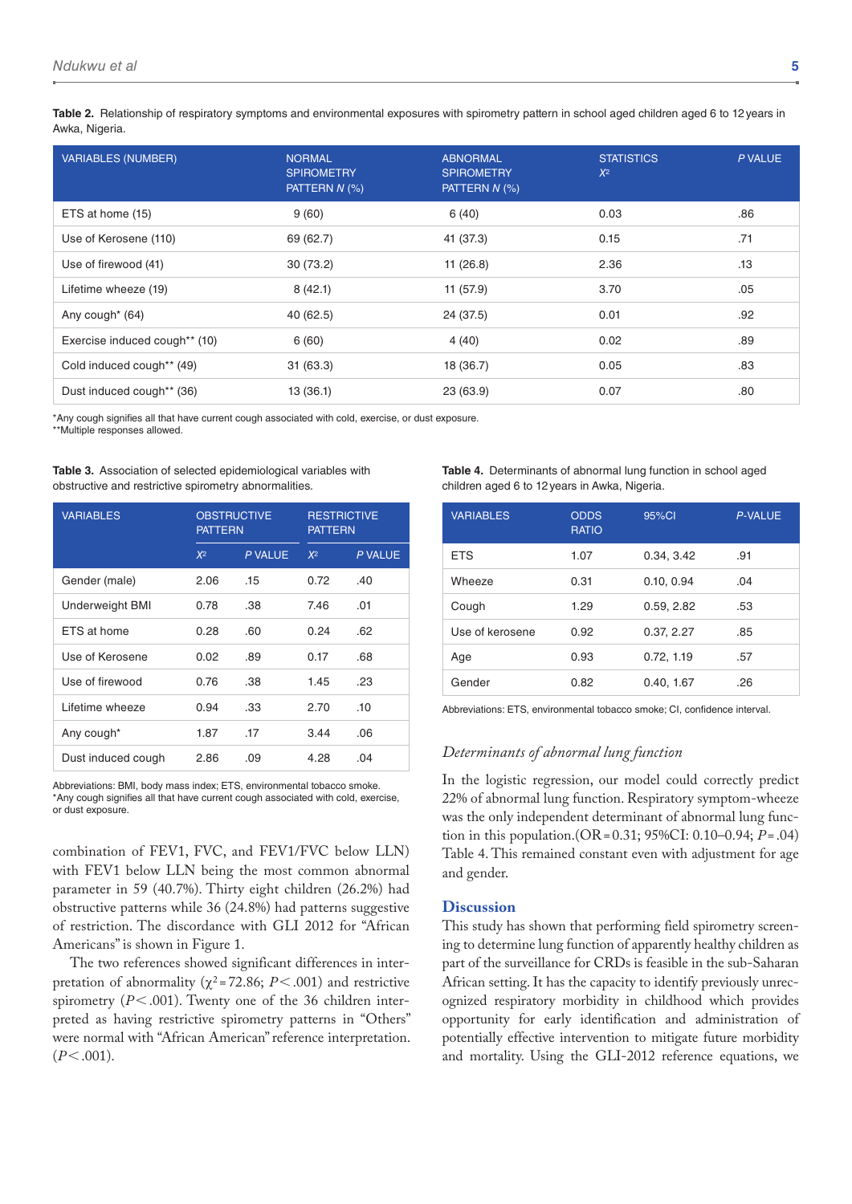**Table 2.** Relationship of respiratory symptoms and environmental exposures with spirometry pattern in school aged children aged 6 to 12 years in Awka, Nigeria.

| VARIABLES (NUMBER) | NORMAL SPIROMETRY PATTERN *N* (%) | ABNORMAL SPIROMETRY PATTERN *N* (%) | STATISTICS $X^2$ | *P* VALUE |
|---|---|---|---|---|
| ETS at home (15) | 9 (60) | 6 (40) | 0.03 | .86 |
| Use of Kerosene (110) | 69 (62.7) | 41 (37.3) | 0.15 | .71 |
| Use of firewood (41) | 30 (73.2) | 11 (26.8) | 2.36 | .13 |
| Lifetime wheeze (19) | 8 (42.1) | 11 (57.9) | 3.70 | .05 |
| Any cough* (64) | 40 (62.5) | 24 (37.5) | 0.01 | .92 |
| Exercise induced cough** (10) | 6 (60) | 4 (40) | 0.02 | .89 |
| Cold induced cough** (49) | 31 (63.3) | 18 (36.7) | 0.05 | .83 |
| Dust induced cough** (36) | 13 (36.1) | 23 (63.9) | 0.07 | .80 |

*Any cough signifies all that have current cough associated with cold, exercise, or dust exposure.
**Multiple responses allowed.

**Table 3.** Association of selected epidemiological variables with obstructive and restrictive spirometry abnormalities.

| VARIABLES | OBSTRUCTIVE PATTERN | | RESTRICTIVE PATTERN | |
|---|---|---|---|---|
| | $X^2$ | *P* VALUE | $X^2$ | *P* VALUE |
| Gender (male) | 2.06 | .15 | 0.72 | .40 |
| Underweight BMI | 0.78 | .38 | 7.46 | .01 |
| ETS at home | 0.28 | .60 | 0.24 | .62 |
| Use of Kerosene | 0.02 | .89 | 0.17 | .68 |
| Use of firewood | 0.76 | .38 | 1.45 | .23 |
| Lifetime wheeze | 0.94 | .33 | 2.70 | .10 |
| Any cough* | 1.87 | .17 | 3.44 | .06 |
| Dust induced cough | 2.86 | .09 | 4.28 | .04 |

Abbreviations: BMI, body mass index; ETS, environmental tobacco smoke.
*Any cough signifies all that have current cough associated with cold, exercise, or dust exposure.

combination of FEV1, FVC, and FEV1/FVC below LLN) with FEV1 below LLN being the most common abnormal parameter in 59 (40.7%). Thirty eight children (26.2%) had obstructive patterns while 36 (24.8%) had patterns suggestive of restriction. The discordance with GLI 2012 for "African Americans" is shown in Figure 1.

The two references showed significant differences in interpretation of abnormality ($\chi^2 = 72.86$; $P < .001$) and restrictive spirometry ($P < .001$). Twenty one of the 36 children interpreted as having restrictive spirometry patterns in "Others" were normal with "African American" reference interpretation. ($P < .001$).

**Table 4.** Determinants of abnormal lung function in school aged children aged 6 to 12 years in Awka, Nigeria.

| VARIABLES | ODDS RATIO | 95%CI | *P*-VALUE |
|---|---|---|---|
| ETS | 1.07 | 0.34, 3.42 | .91 |
| Wheeze | 0.31 | 0.10, 0.94 | .04 |
| Cough | 1.29 | 0.59, 2.82 | .53 |
| Use of kerosene | 0.92 | 0.37, 2.27 | .85 |
| Age | 0.93 | 0.72, 1.19 | .57 |
| Gender | 0.82 | 0.40, 1.67 | .26 |

Abbreviations: ETS, environmental tobacco smoke; CI, confidence interval.

### *Determinants of abnormal lung function*

In the logistic regression, our model could correctly predict 22% of abnormal lung function. Respiratory symptom-wheeze was the only independent determinant of abnormal lung function in this population.(OR = 0.31; 95%CI: 0.10–0.94; $P = .04$) Table 4. This remained constant even with adjustment for age and gender.

## Discussion

This study has shown that performing field spirometry screening to determine lung function of apparently healthy children as part of the surveillance for CRDs is feasible in the sub-Saharan African setting. It has the capacity to identify previously unrecognized respiratory morbidity in childhood which provides opportunity for early identification and administration of potentially effective intervention to mitigate future morbidity and mortality. Using the GLI-2012 reference equations, we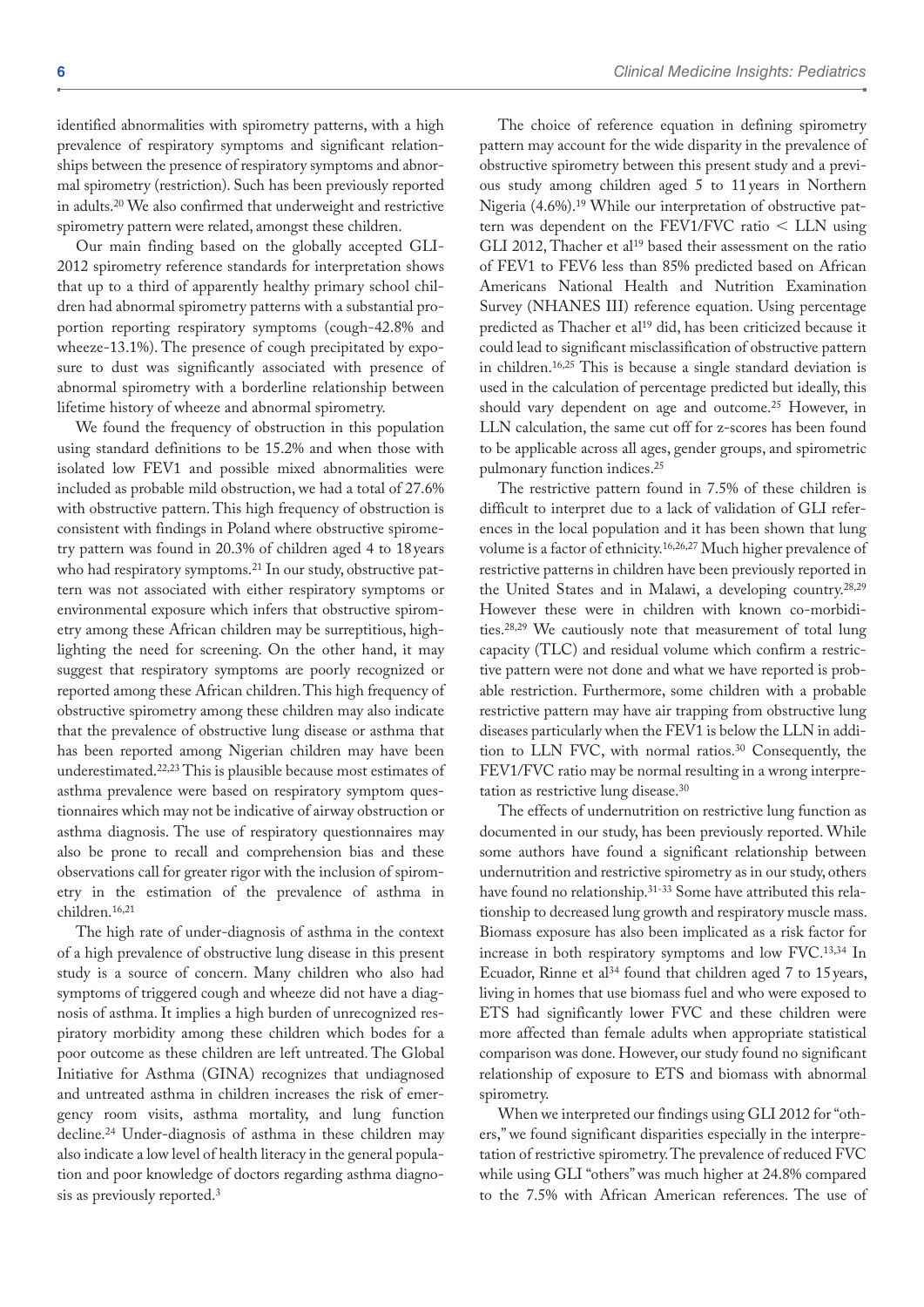identified abnormalities with spirometry patterns, with a high prevalence of respiratory symptoms and significant relationships between the presence of respiratory symptoms and abnormal spirometry (restriction). Such has been previously reported in adults.[20] We also confirmed that underweight and restrictive spirometry pattern were related, amongst these children.

Our main finding based on the globally accepted GLI-2012 spirometry reference standards for interpretation shows that up to a third of apparently healthy primary school children had abnormal spirometry patterns with a substantial proportion reporting respiratory symptoms (cough-42.8% and wheeze-13.1%). The presence of cough precipitated by exposure to dust was significantly associated with presence of abnormal spirometry with a borderline relationship between lifetime history of wheeze and abnormal spirometry.

We found the frequency of obstruction in this population using standard definitions to be 15.2% and when those with isolated low FEV1 and possible mixed abnormalities were included as probable mild obstruction, we had a total of 27.6% with obstructive pattern. This high frequency of obstruction is consistent with findings in Poland where obstructive spirometry pattern was found in 20.3% of children aged 4 to 18 years who had respiratory symptoms.[21] In our study, obstructive pattern was not associated with either respiratory symptoms or environmental exposure which infers that obstructive spirometry among these African children may be surreptitious, highlighting the need for screening. On the other hand, it may suggest that respiratory symptoms are poorly recognized or reported among these African children. This high frequency of obstructive spirometry among these children may also indicate that the prevalence of obstructive lung disease or asthma that has been reported among Nigerian children may have been underestimated.[22,23] This is plausible because most estimates of asthma prevalence were based on respiratory symptom questionnaires which may not be indicative of airway obstruction or asthma diagnosis. The use of respiratory questionnaires may also be prone to recall and comprehension bias and these observations call for greater rigor with the inclusion of spirometry in the estimation of the prevalence of asthma in children.[16,21]

The high rate of under-diagnosis of asthma in the context of a high prevalence of obstructive lung disease in this present study is a source of concern. Many children who also had symptoms of triggered cough and wheeze did not have a diagnosis of asthma. It implies a high burden of unrecognized respiratory morbidity among these children which bodes for a poor outcome as these children are left untreated. The Global Initiative for Asthma (GINA) recognizes that undiagnosed and untreated asthma in children increases the risk of emergency room visits, asthma mortality, and lung function decline.[24] Under-diagnosis of asthma in these children may also indicate a low level of health literacy in the general population and poor knowledge of doctors regarding asthma diagnosis as previously reported.[3]

The choice of reference equation in defining spirometry pattern may account for the wide disparity in the prevalence of obstructive spirometry between this present study and a previous study among children aged 5 to 11 years in Northern Nigeria (4.6%).[19] While our interpretation of obstructive pattern was dependent on the FEV1/FVC ratio < LLN using GLI 2012, Thacher et al[19] based their assessment on the ratio of FEV1 to FEV6 less than 85% predicted based on African Americans National Health and Nutrition Examination Survey (NHANES III) reference equation. Using percentage predicted as Thacher et al[19] did, has been criticized because it could lead to significant misclassification of obstructive pattern in children.[16,25] This is because a single standard deviation is used in the calculation of percentage predicted but ideally, this should vary dependent on age and outcome.[25] However, in LLN calculation, the same cut off for z-scores has been found to be applicable across all ages, gender groups, and spirometric pulmonary function indices.[25]

The restrictive pattern found in 7.5% of these children is difficult to interpret due to a lack of validation of GLI references in the local population and it has been shown that lung volume is a factor of ethnicity.[16,26,27] Much higher prevalence of restrictive patterns in children have been previously reported in the United States and in Malawi, a developing country.[28,29] However these were in children with known co-morbidities.[28,29] We cautiously note that measurement of total lung capacity (TLC) and residual volume which confirm a restrictive pattern were not done and what we have reported is probable restriction. Furthermore, some children with a probable restrictive pattern may have air trapping from obstructive lung diseases particularly when the FEV1 is below the LLN in addition to LLN FVC, with normal ratios.[30] Consequently, the FEV1/FVC ratio may be normal resulting in a wrong interpretation as restrictive lung disease.[30]

The effects of undernutrition on restrictive lung function as documented in our study, has been previously reported. While some authors have found a significant relationship between undernutrition and restrictive spirometry as in our study, others have found no relationship.[31-33] Some have attributed this relationship to decreased lung growth and respiratory muscle mass. Biomass exposure has also been implicated as a risk factor for increase in both respiratory symptoms and low FVC.[13,34] In Ecuador, Rinne et al[34] found that children aged 7 to 15 years, living in homes that use biomass fuel and who were exposed to ETS had significantly lower FVC and these children were more affected than female adults when appropriate statistical comparison was done. However, our study found no significant relationship of exposure to ETS and biomass with abnormal spirometry.

When we interpreted our findings using GLI 2012 for "others," we found significant disparities especially in the interpretation of restrictive spirometry. The prevalence of reduced FVC while using GLI "others" was much higher at 24.8% compared to the 7.5% with African American references. The use of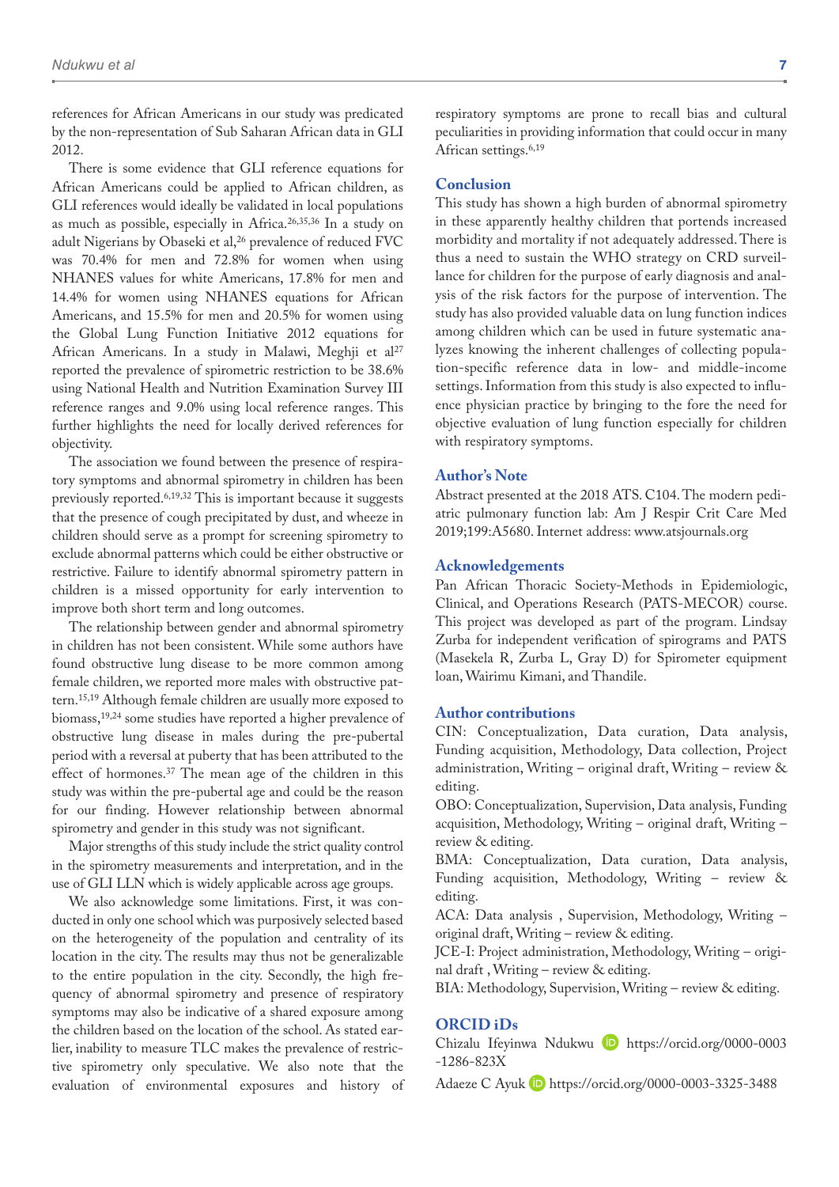references for African Americans in our study was predicated by the non-representation of Sub Saharan African data in GLI 2012.

There is some evidence that GLI reference equations for African Americans could be applied to African children, as GLI references would ideally be validated in local populations as much as possible, especially in Africa.[26,35,36] In a study on adult Nigerians by Obaseki et al,[26] prevalence of reduced FVC was 70.4% for men and 72.8% for women when using NHANES values for white Americans, 17.8% for men and 14.4% for women using NHANES equations for African Americans, and 15.5% for men and 20.5% for women using the Global Lung Function Initiative 2012 equations for African Americans. In a study in Malawi, Meghji et al[27] reported the prevalence of spirometric restriction to be 38.6% using National Health and Nutrition Examination Survey III reference ranges and 9.0% using local reference ranges. This further highlights the need for locally derived references for objectivity.

The association we found between the presence of respiratory symptoms and abnormal spirometry in children has been previously reported.[6,19,32] This is important because it suggests that the presence of cough precipitated by dust, and wheeze in children should serve as a prompt for screening spirometry to exclude abnormal patterns which could be either obstructive or restrictive. Failure to identify abnormal spirometry pattern in children is a missed opportunity for early intervention to improve both short term and long outcomes.

The relationship between gender and abnormal spirometry in children has not been consistent. While some authors have found obstructive lung disease to be more common among female children, we reported more males with obstructive pattern.[15,19] Although female children are usually more exposed to biomass,[19,24] some studies have reported a higher prevalence of obstructive lung disease in males during the pre-pubertal period with a reversal at puberty that has been attributed to the effect of hormones.[37] The mean age of the children in this study was within the pre-pubertal age and could be the reason for our finding. However relationship between abnormal spirometry and gender in this study was not significant.

Major strengths of this study include the strict quality control in the spirometry measurements and interpretation, and in the use of GLI LLN which is widely applicable across age groups.

We also acknowledge some limitations. First, it was conducted in only one school which was purposively selected based on the heterogeneity of the population and centrality of its location in the city. The results may thus not be generalizable to the entire population in the city. Secondly, the high frequency of abnormal spirometry and presence of respiratory symptoms may also be indicative of a shared exposure among the children based on the location of the school. As stated earlier, inability to measure TLC makes the prevalence of restrictive spirometry only speculative. We also note that the evaluation of environmental exposures and history of respiratory symptoms are prone to recall bias and cultural peculiarities in providing information that could occur in many African settings.[6,19]

## Conclusion

This study has shown a high burden of abnormal spirometry in these apparently healthy children that portends increased morbidity and mortality if not adequately addressed. There is thus a need to sustain the WHO strategy on CRD surveillance for children for the purpose of early diagnosis and analysis of the risk factors for the purpose of intervention. The study has also provided valuable data on lung function indices among children which can be used in future systematic analyzes knowing the inherent challenges of collecting population-specific reference data in low- and middle-income settings. Information from this study is also expected to influence physician practice by bringing to the fore the need for objective evaluation of lung function especially for children with respiratory symptoms.

## Author's Note

Abstract presented at the 2018 ATS. C104. The modern pediatric pulmonary function lab: Am J Respir Crit Care Med 2019;199:A5680. Internet address: www.atsjournals.org

## Acknowledgements

Pan African Thoracic Society-Methods in Epidemiologic, Clinical, and Operations Research (PATS-MECOR) course. This project was developed as part of the program. Lindsay Zurba for independent verification of spirograms and PATS (Masekela R, Zurba L, Gray D) for Spirometer equipment loan, Wairimu Kimani, and Thandile.

## Author contributions

CIN: Conceptualization, Data curation, Data analysis, Funding acquisition, Methodology, Data collection, Project administration, Writing – original draft, Writing – review & editing.

OBO: Conceptualization, Supervision, Data analysis, Funding acquisition, Methodology, Writing – original draft, Writing – review & editing.

BMA: Conceptualization, Data curation, Data analysis, Funding acquisition, Methodology, Writing – review & editing.

ACA: Data analysis , Supervision, Methodology, Writing – original draft, Writing – review & editing.

JCE-I: Project administration, Methodology, Writing – original draft , Writing – review & editing.

BIA: Methodology, Supervision, Writing – review & editing.

## ORCID iDs

Chizalu Ifeyinwa Ndukwu https://orcid.org/0000-0003-1286-823X

Adaeze C Ayuk https://orcid.org/0000-0003-3325-3488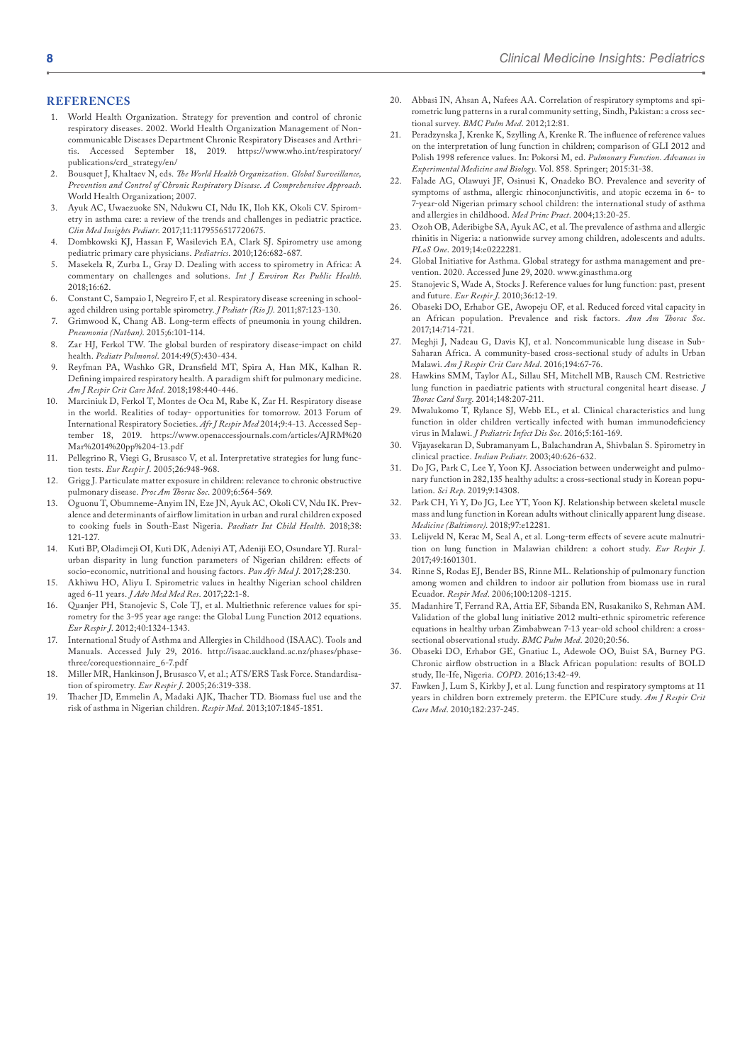## REFERENCES

1. World Health Organization. Strategy for prevention and control of chronic respiratory diseases. 2002. World Health Organization Management of Noncommunicable Diseases Department Chronic Respiratory Diseases and Arthritis. Accessed September 18, 2019. https://www.who.int/respiratory/publications/crd_strategy/en/
2. Bousquet J, Khaltaev N, eds. *The World Health Organization. Global Surveillance, Prevention and Control of Chronic Respiratory Disease. A Comprehensive Approach.* World Health Organization; 2007.
3. Ayuk AC, Uwaezuoke SN, Ndukwu CI, Ndu IK, Iloh KK, Okoli CV. Spirometry in asthma care: a review of the trends and challenges in pediatric practice. *Clin Med Insights Pediatr*. 2017;11:1179556517720675.
4. Dombkowski KJ, Hassan F, Wasilevich EA, Clark SJ. Spirometry use among pediatric primary care physicians. *Pediatrics*. 2010;126:682-687.
5. Masekela R, Zurba L, Gray D. Dealing with access to spirometry in Africa: A commentary on challenges and solutions. *Int J Environ Res Public Health*. 2018;16:62.
6. Constant C, Sampaio I, Negreiro F, et al. Respiratory disease screening in school-aged children using portable spirometry. *J Pediatr (Rio J)*. 2011;87:123-130.
7. Grimwood K, Chang AB. Long-term effects of pneumonia in young children. *Pneumonia (Nathan)*. 2015;6:101-114.
8. Zar HJ, Ferkol TW. The global burden of respiratory disease-impact on child health. *Pediatr Pulmonol*. 2014:49(5):430-434.
9. Reyfman PA, Washko GR, Dransfield MT, Spira A, Han MK, Kalhan R. Defining impaired respiratory health. A paradigm shift for pulmonary medicine. *Am J Respir Crit Care Med*. 2018;198:440-446.
10. Marciniuk D, Ferkol T, Montes de Oca M, Rabe K, Zar H. Respiratory disease in the world. Realities of today- opportunities for tomorrow. 2013 Forum of International Respiratory Societies. *Afr J Respir Med* 2014;9:4-13. Accessed September 18, 2019. https://www.openaccessjournals.com/articles/AJRM%20Mar%2014%20pp%204-13.pdf
11. Pellegrino R, Viegi G, Brusasco V, et al. Interpretative strategies for lung function tests. *Eur Respir J*. 2005;26:948-968.
12. Grigg J. Particulate matter exposure in children: relevance to chronic obstructive pulmonary disease. *Proc Am Thorac Soc*. 2009;6:564-569.
13. Oguonu T, Obumneme-Anyim IN, Eze JN, Ayuk AC, Okoli CV, Ndu IK. Prevalence and determinants of airflow limitation in urban and rural children exposed to cooking fuels in South-East Nigeria. *Paediatr Int Child Health*. 2018;38:121-127.
14. Kuti BP, Oladimeji OI, Kuti DK, Adeniyi AT, Adeniji EO, Osundare YJ. Rural-urban disparity in lung function parameters of Nigerian children: effects of socio-economic, nutritional and housing factors. *Pan Afr Med J*. 2017;28:230.
15. Akhiwu HO, Aliyu I. Spirometric values in healthy Nigerian school children aged 6-11 years. *J Adv Med Med Res*. 2017;22:1-8.
16. Quanjer PH, Stanojevic S, Cole TJ, et al. Multiethnic reference values for spirometry for the 3-95 year age range: the Global Lung Function 2012 equations. *Eur Respir J*. 2012;40:1324-1343.
17. International Study of Asthma and Allergies in Childhood (ISAAC). Tools and Manuals. Accessed July 29, 2016. http://isaac.auckland.ac.nz/phases/phasethree/corequestionnaire_6-7.pdf
18. Miller MR, Hankinson J, Brusasco V, et al.; ATS/ERS Task Force. Standardisation of spirometry. *Eur Respir J*. 2005;26:319-338.
19. Thacher JD, Emmelin A, Madaki AJK, Thacher TD. Biomass fuel use and the risk of asthma in Nigerian children. *Respir Med*. 2013;107:1845-1851.
20. Abbasi IN, Ahsan A, Nafees AA. Correlation of respiratory symptoms and spirometric lung patterns in a rural community setting, Sindh, Pakistan: a cross sectional survey. *BMC Pulm Med*. 2012;12:81.
21. Peradzynska J, Krenke K, Szylling A, Krenke R. The influence of reference values on the interpretation of lung function in children; comparison of GLI 2012 and Polish 1998 reference values. In: Pokorsi M, ed. *Pulmonary Function. Advances in Experimental Medicine and Biology*. Vol. 858. Springer; 2015:31-38.
22. Falade AG, Olawuyi JF, Osinusi K, Onadeko BO. Prevalence and severity of symptoms of asthma, allergic rhinoconjunctivitis, and atopic eczema in 6- to 7-year-old Nigerian primary school children: the international study of asthma and allergies in childhood. *Med Princ Pract*. 2004;13:20-25.
23. Ozoh OB, Aderibigbe SA, Ayuk AC, et al. The prevalence of asthma and allergic rhinitis in Nigeria: a nationwide survey among children, adolescents and adults. *PLoS One*. 2019;14:e0222281.
24. Global Initiative for Asthma. Global strategy for asthma management and prevention. 2020. Accessed June 29, 2020. www.ginasthma.org
25. Stanojevic S, Wade A, Stocks J. Reference values for lung function: past, present and future. *Eur Respir J*. 2010;36:12-19.
26. Obaseki DO, Erhabor GE, Awopeju OF, et al. Reduced forced vital capacity in an African population. Prevalence and risk factors. *Ann Am Thorac Soc*. 2017;14:714-721.
27. Meghji J, Nadeau G, Davis KJ, et al. Noncommunicable lung disease in Sub-Saharan Africa. A community-based cross-sectional study of adults in Urban Malawi. *Am J Respir Crit Care Med*. 2016;194:67-76.
28. Hawkins SMM, Taylor AL, Sillau SH, Mitchell MB, Rausch CM. Restrictive lung function in paediatric patients with structural congenital heart disease. *J Thorac Card Surg*. 2014;148:207-211.
29. Mwalukomo T, Rylance SJ, Webb EL, et al. Clinical characteristics and lung function in older children vertically infected with human immunodeficiency virus in Malawi. *J Pediatric Infect Dis Soc*. 2016;5:161-169.
30. Vijayasekaran D, Subramanyam L, Balachandran A, Shivbalan S. Spirometry in clinical practice. *Indian Pediatr*. 2003;40:626-632.
31. Do JG, Park C, Lee Y, Yoon KJ. Association between underweight and pulmonary function in 282,135 healthy adults: a cross-sectional study in Korean population. *Sci Rep*. 2019;9:14308.
32. Park CH, Yi Y, Do JG, Lee YT, Yoon KJ. Relationship between skeletal muscle mass and lung function in Korean adults without clinically apparent lung disease. *Medicine (Baltimore)*. 2018;97:e12281.
33. Lelijveld N, Kerac M, Seal A, et al. Long-term effects of severe acute malnutrition on lung function in Malawian children: a cohort study. *Eur Respir J*. 2017;49:1601301.
34. Rinne S, Rodas EJ, Bender BS, Rinne ML. Relationship of pulmonary function among women and children to indoor air pollution from biomass use in rural Ecuador. *Respir Med*. 2006;100:1208-1215.
35. Madanhire T, Ferrand RA, Attia EF, Sibanda EN, Rusakaniko S, Rehman AM. Validation of the global lung initiative 2012 multi-ethnic spirometric reference equations in healthy urban Zimbabwean 7-13 year-old school children: a cross-sectional observational study. *BMC Pulm Med*. 2020;20:56.
36. Obaseki DO, Erhabor GE, Gnatiuc L, Adewole OO, Buist SA, Burney PG. Chronic airflow obstruction in a Black African population: results of BOLD study, Ile-Ife, Nigeria. *COPD*. 2016;13:42-49.
37. Fawken J, Lum S, Kirkby J, et al. Lung function and respiratory symptoms at 11 years in children born extremely preterm. the EPICure study. *Am J Respir Crit Care Med*. 2010;182:237-245.